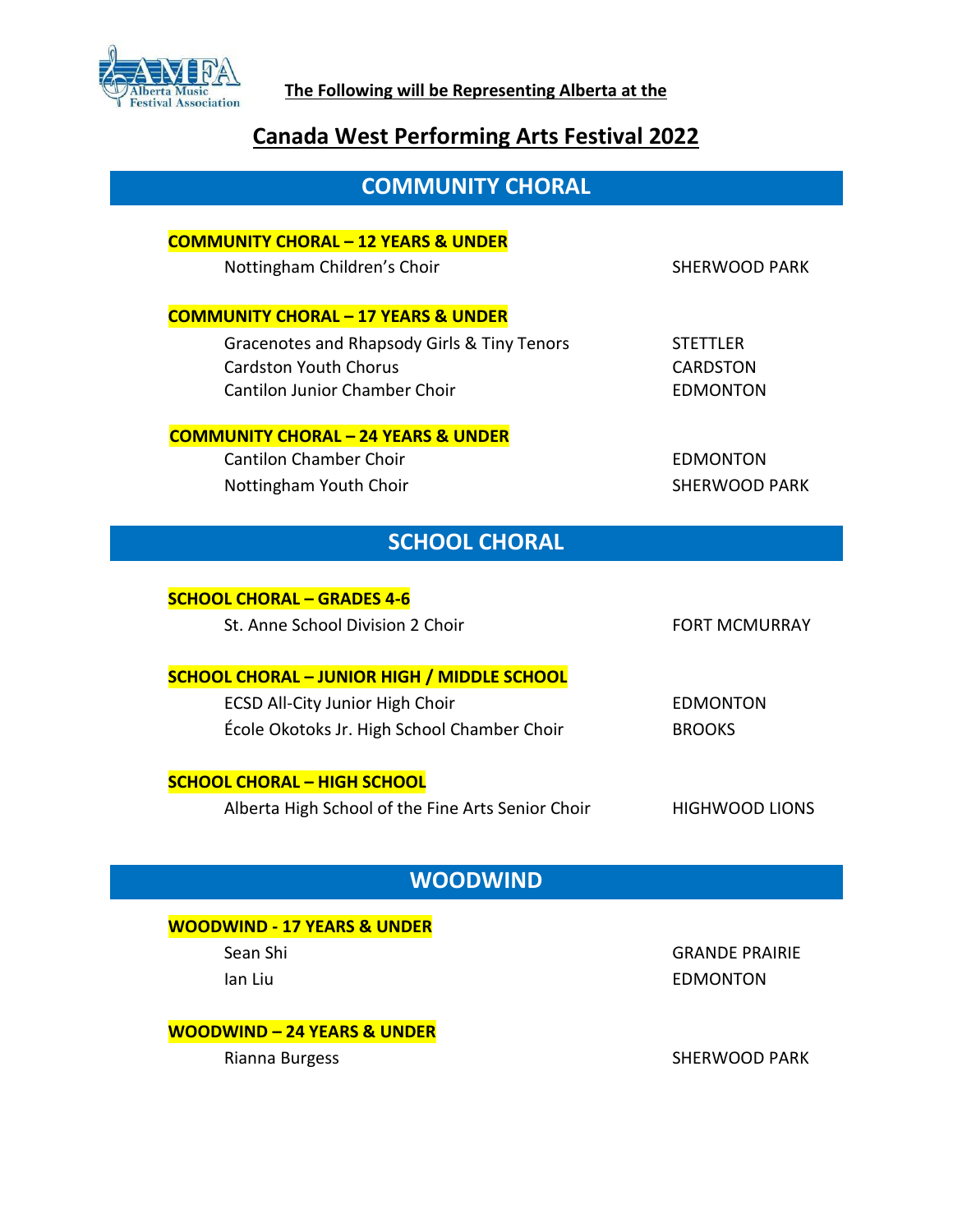**The Following will be Representing Alberta at the**

# Canada West Performing Arts Festival 2022

## COMMUNITY CHORAL

### COMMUNITY CHORAL – 12 YEARS & UNDER

| | |
|---|---|
| Nottingham Children's Choir | SHERWOOD PARK |

### COMMUNITY CHORAL – 17 YEARS & UNDER

| | |
|---|---|
| Gracenotes and Rhapsody Girls & Tiny Tenors | STETTLER |
| Cardston Youth Chorus | CARDSTON |
| Cantilon Junior Chamber Choir | EDMONTON |

### COMMUNITY CHORAL – 24 YEARS & UNDER

| | |
|---|---|
| Cantilon Chamber Choir | EDMONTON |
| Nottingham Youth Choir | SHERWOOD PARK |

## SCHOOL CHORAL

### SCHOOL CHORAL – GRADES 4-6

| | |
|---|---|
| St. Anne School Division 2 Choir | FORT MCMURRAY |

### SCHOOL CHORAL – JUNIOR HIGH / MIDDLE SCHOOL

| | |
|---|---|
| ECSD All-City Junior High Choir | EDMONTON |
| École Okotoks Jr. High School Chamber Choir | BROOKS |

### SCHOOL CHORAL – HIGH SCHOOL

| | |
|---|---|
| Alberta High School of the Fine Arts Senior Choir | HIGHWOOD LIONS |

## WOODWIND

### WOODWIND - 17 YEARS & UNDER

| | |
|---|---|
| Sean Shi | GRANDE PRAIRIE |
| Ian Liu | EDMONTON |

### WOODWIND – 24 YEARS & UNDER

| | |
|---|---|
| Rianna Burgess | SHERWOOD PARK |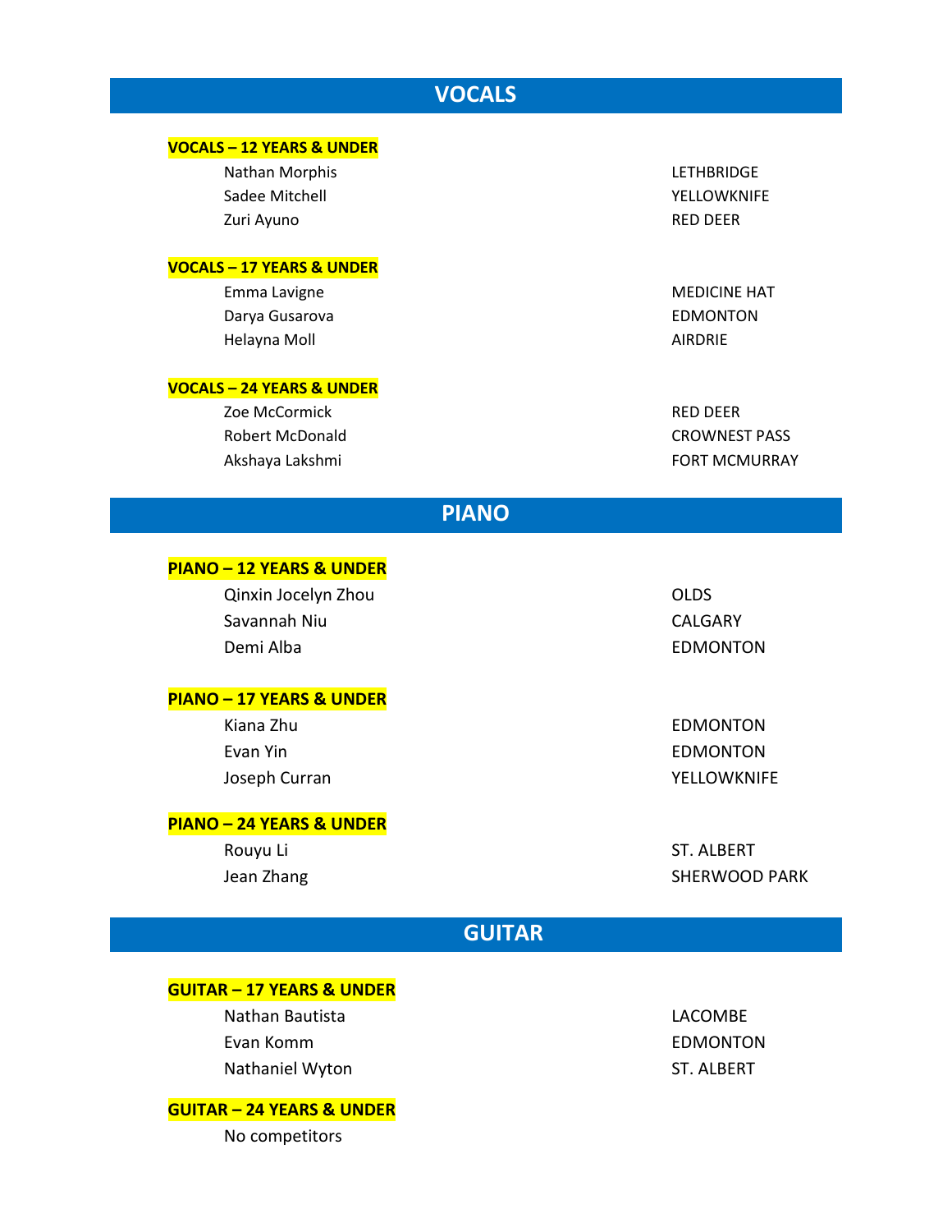## VOCALS

### VOCALS – 12 YEARS & UNDER

| Name | Location |
| --- | --- |
| Nathan Morphis | LETHBRIDGE |
| Sadee Mitchell | YELLOWKNIFE |
| Zuri Ayuno | RED DEER |

### VOCALS – 17 YEARS & UNDER

| Name | Location |
| --- | --- |
| Emma Lavigne | MEDICINE HAT |
| Darya Gusarova | EDMONTON |
| Helayna Moll | AIRDRIE |

### VOCALS – 24 YEARS & UNDER

| Name | Location |
| --- | --- |
| Zoe McCormick | RED DEER |
| Robert McDonald | CROWNEST PASS |
| Akshaya Lakshmi | FORT MCMURRAY |

## PIANO

### PIANO – 12 YEARS & UNDER

| Name | Location |
| --- | --- |
| Qinxin Jocelyn Zhou | OLDS |
| Savannah Niu | CALGARY |
| Demi Alba | EDMONTON |

### PIANO – 17 YEARS & UNDER

| Name | Location |
| --- | --- |
| Kiana Zhu | EDMONTON |
| Evan Yin | EDMONTON |
| Joseph Curran | YELLOWKNIFE |

### PIANO – 24 YEARS & UNDER

| Name | Location |
| --- | --- |
| Rouyu Li | ST. ALBERT |
| Jean Zhang | SHERWOOD PARK |

## GUITAR

### GUITAR – 17 YEARS & UNDER

| Name | Location |
| --- | --- |
| Nathan Bautista | LACOMBE |
| Evan Komm | EDMONTON |
| Nathaniel Wyton | ST. ALBERT |

### GUITAR – 24 YEARS & UNDER

No competitors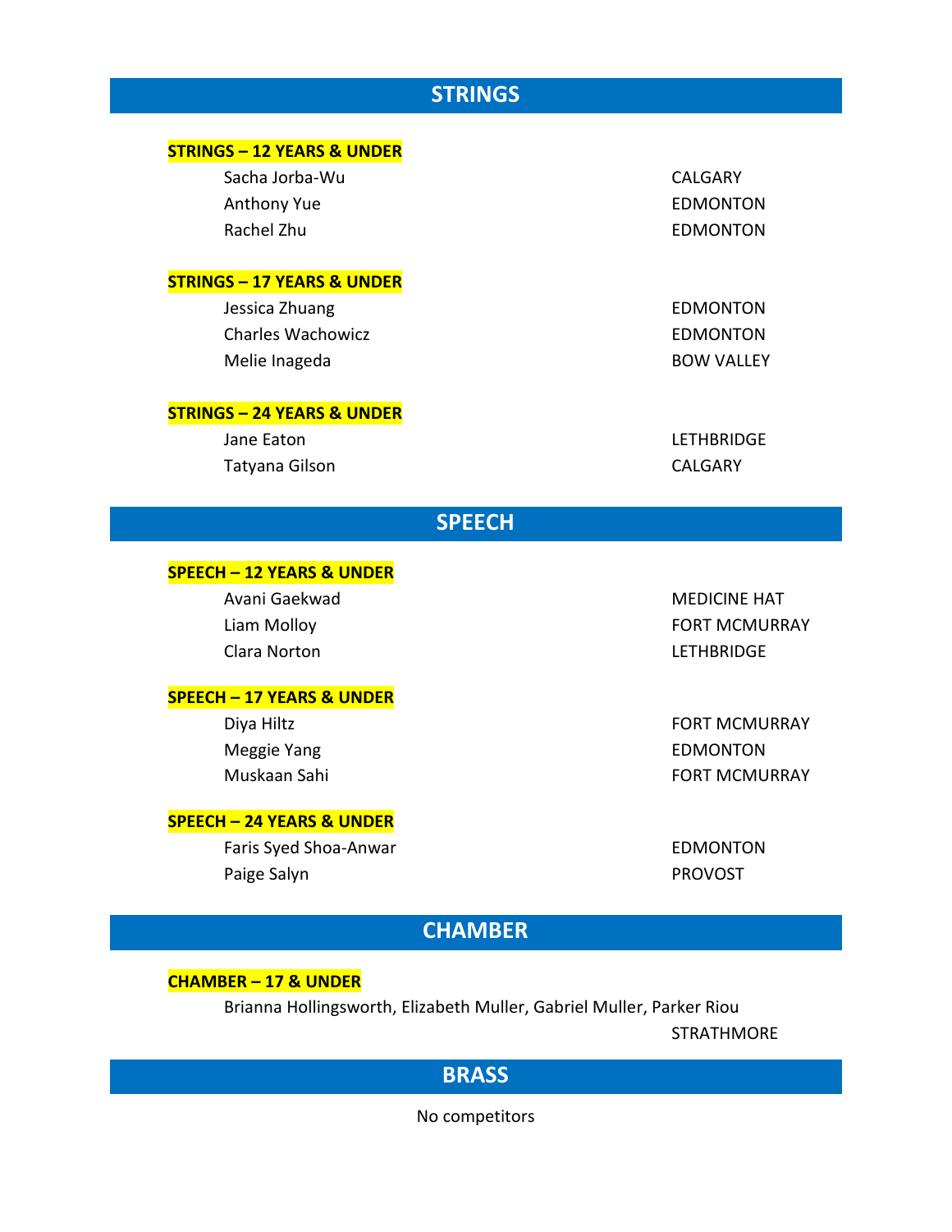## STRINGS

### STRINGS – 12 YEARS & UNDER

| Name | Location |
|---|---|
| Sacha Jorba-Wu | CALGARY |
| Anthony Yue | EDMONTON |
| Rachel Zhu | EDMONTON |

### STRINGS – 17 YEARS & UNDER

| Name | Location |
|---|---|
| Jessica Zhuang | EDMONTON |
| Charles Wachowicz | EDMONTON |
| Melie Inageda | BOW VALLEY |

### STRINGS – 24 YEARS & UNDER

| Name | Location |
|---|---|
| Jane Eaton | LETHBRIDGE |
| Tatyana Gilson | CALGARY |

## SPEECH

### SPEECH – 12 YEARS & UNDER

| Name | Location |
|---|---|
| Avani Gaekwad | MEDICINE HAT |
| Liam Molloy | FORT MCMURRAY |
| Clara Norton | LETHBRIDGE |

### SPEECH – 17 YEARS & UNDER

| Name | Location |
|---|---|
| Diya Hiltz | FORT MCMURRAY |
| Meggie Yang | EDMONTON |
| Muskaan Sahi | FORT MCMURRAY |

### SPEECH – 24 YEARS & UNDER

| Name | Location |
|---|---|
| Faris Syed Shoa-Anwar | EDMONTON |
| Paige Salyn | PROVOST |

## CHAMBER

### CHAMBER – 17 & UNDER

Brianna Hollingsworth, Elizabeth Muller, Gabriel Muller, Parker Riou

STRATHMORE

## BRASS

No competitors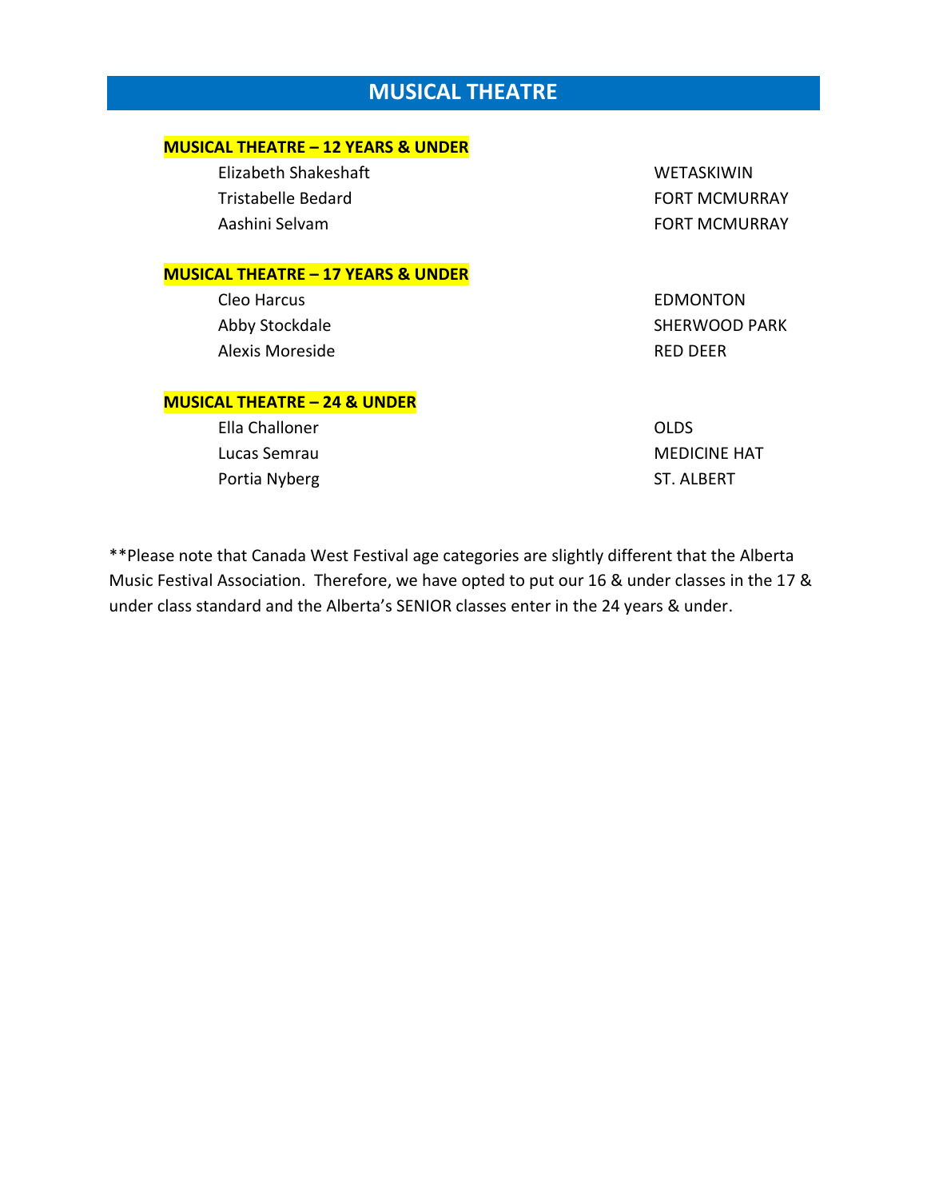# MUSICAL THEATRE

## MUSICAL THEATRE – 12 YEARS & UNDER

| | |
|---|---|
| Elizabeth Shakeshaft | WETASKIWIN |
| Tristabelle Bedard | FORT MCMURRAY |
| Aashini Selvam | FORT MCMURRAY |

## MUSICAL THEATRE – 17 YEARS & UNDER

| | |
|---|---|
| Cleo Harcus | EDMONTON |
| Abby Stockdale | SHERWOOD PARK |
| Alexis Moreside | RED DEER |

## MUSICAL THEATRE – 24 & UNDER

| | |
|---|---|
| Ella Challoner | OLDS |
| Lucas Semrau | MEDICINE HAT |
| Portia Nyberg | ST. ALBERT |

**Please note that Canada West Festival age categories are slightly different that the Alberta Music Festival Association. Therefore, we have opted to put our 16 & under classes in the 17 & under class standard and the Alberta's SENIOR classes enter in the 24 years & under.